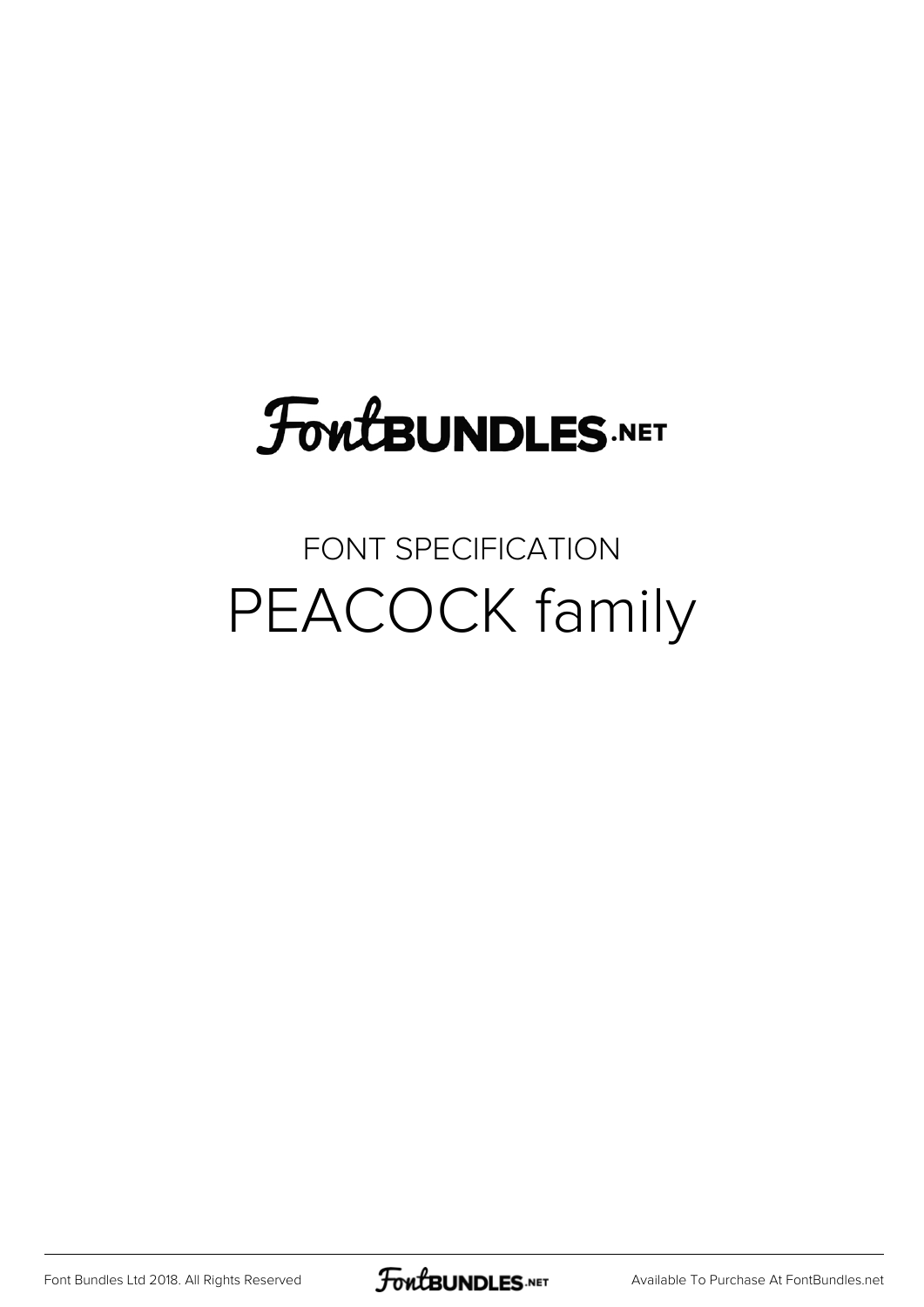FontBUNDLES.NET

FONT SPECIFICATION

# PEACOCK family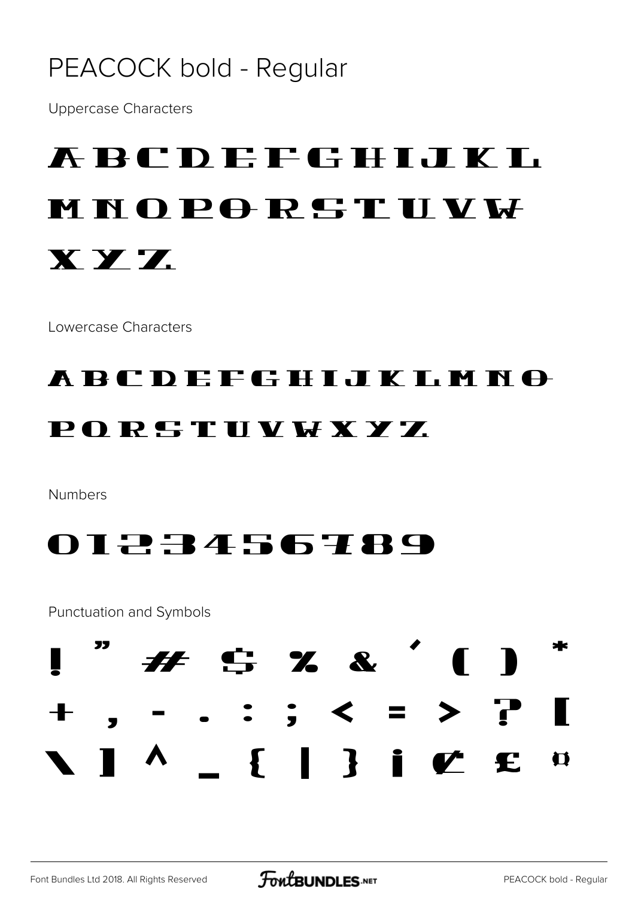# PEACOCK bold - Regular

Uppercase Characters

A B C D E F G H I J K L
M N O P Q R S T U V W
X Y Z

Lowercase Characters

A B C D E F G H I J K L M N O
P Q R S T U V W X Y Z

Numbers

0 1 2 3 4 5 6 7 8 9

Punctuation and Symbols

! " # $ % & ' ( ) *
+ , - . : ; < = > ? [
\ ] ^ _ { | } ¡ ¢ £ ¤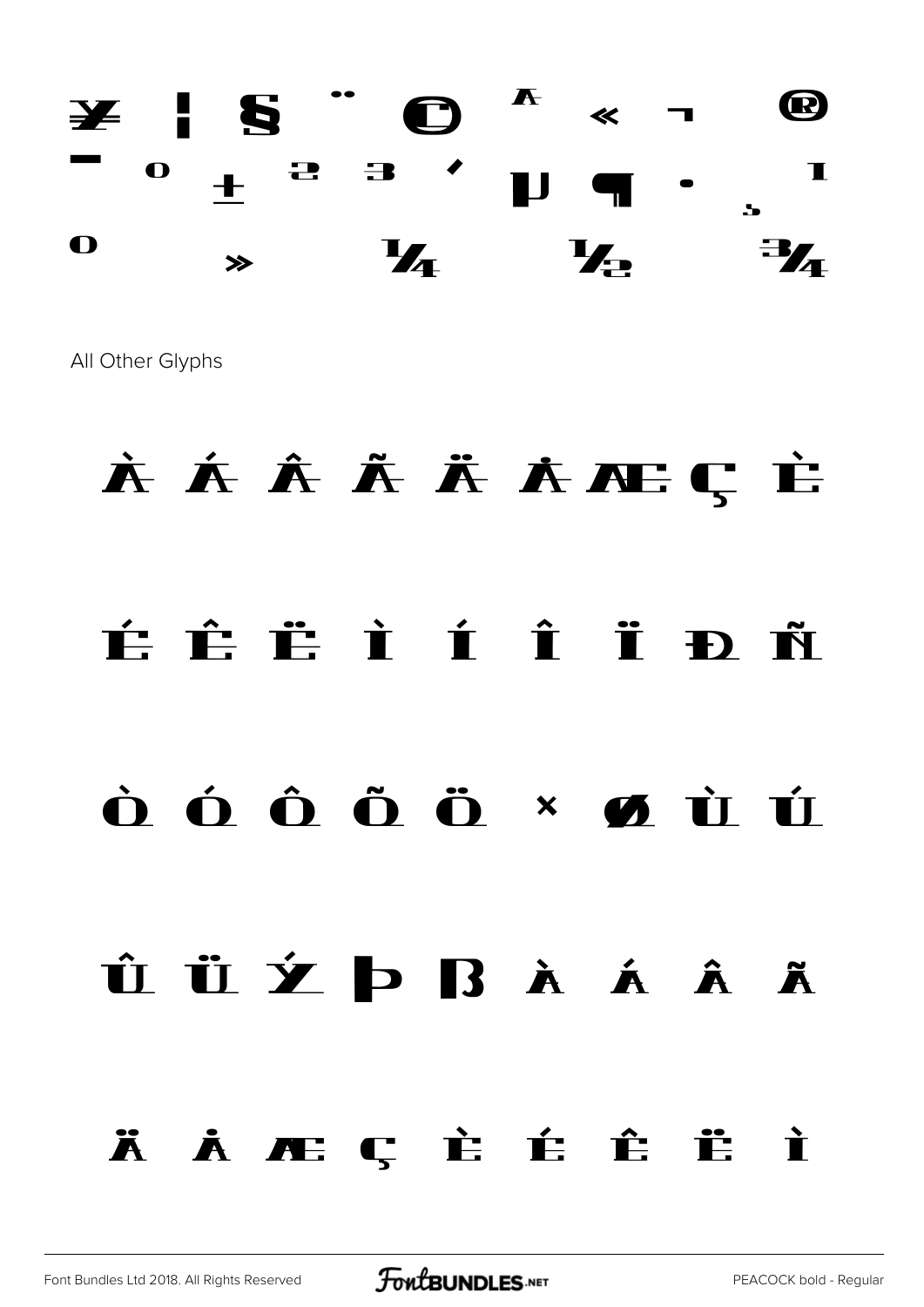¥ ¦ § ¨ © ª « ¬ ®
¯ ° ± ² ³ ´ µ ¶ · ¸ ¹
º » ¼ ½ ¾

All Other Glyphs

À Á Â Ã Ä Å Æ Ç È

É Ê Ë Ì Í Î Ï Ð Ñ

Ò Ó Ô Õ Ö × Ø Ù Ú

Û Ü Ý Þ ß à á â ã

ä å æ ç è é ê ë ì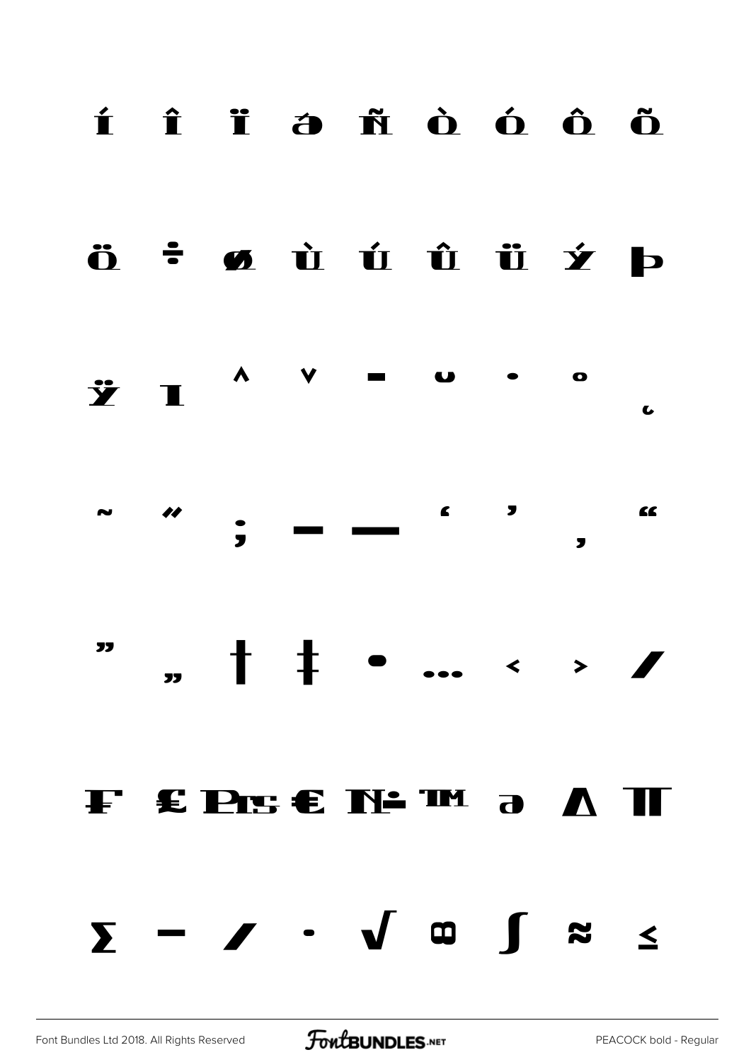í î ï ð ñ ò ó ô õ

ö ÷ ø ù ú û ü ý þ

ÿ ı ˆ ˇ ˉ ˘ ˙ ˚ ˛

˜ ˝ ; – — ‘ ’ ‚ “

” „ † ‡ • … ‹ › ⁄

₣ ₤ ₧ € № ™ ∂ ∆ ∏

∑ − ∕ ∙ √ ∞ ∫ ≈ ≤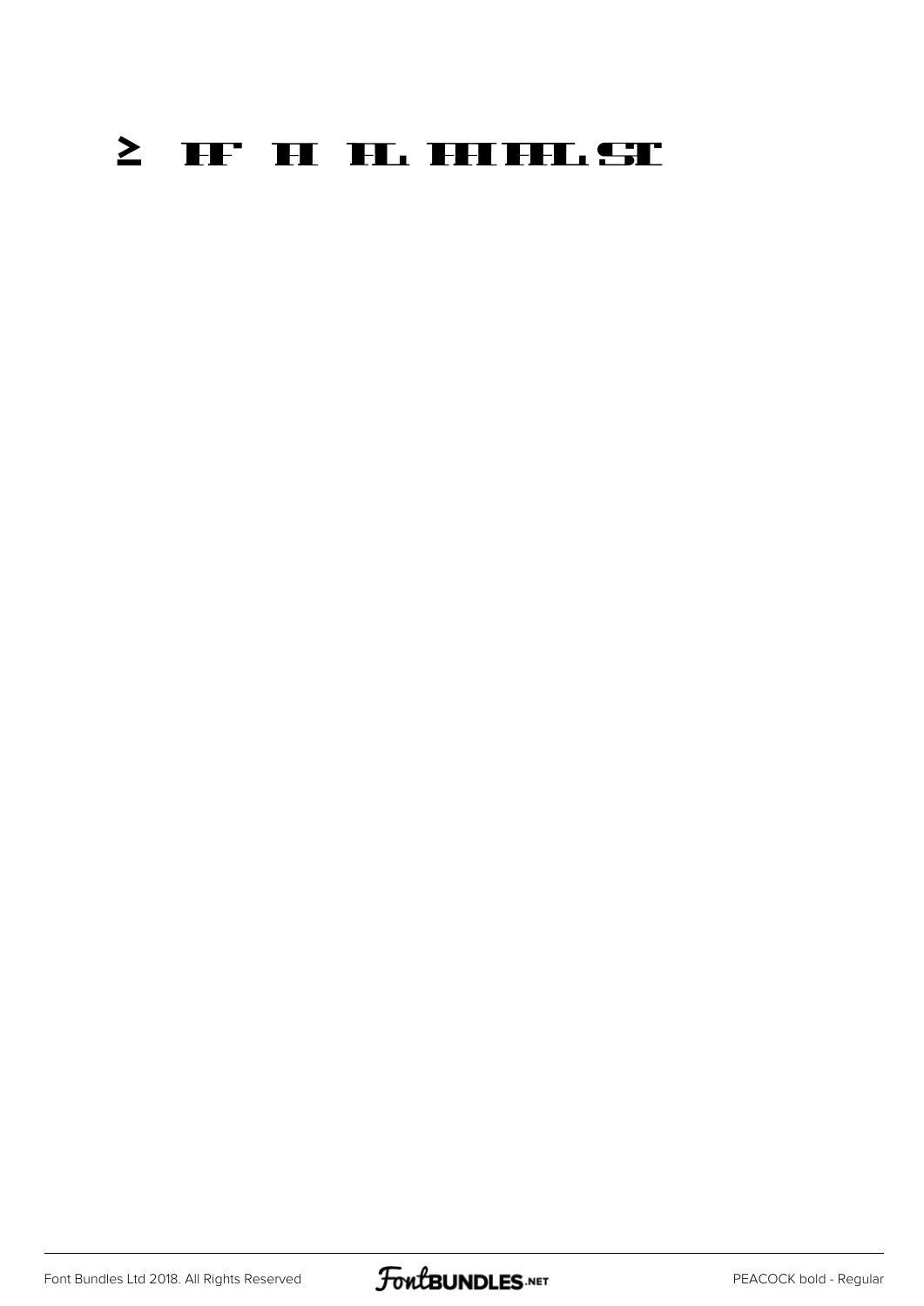≥ FF FI FL FFIFFL ST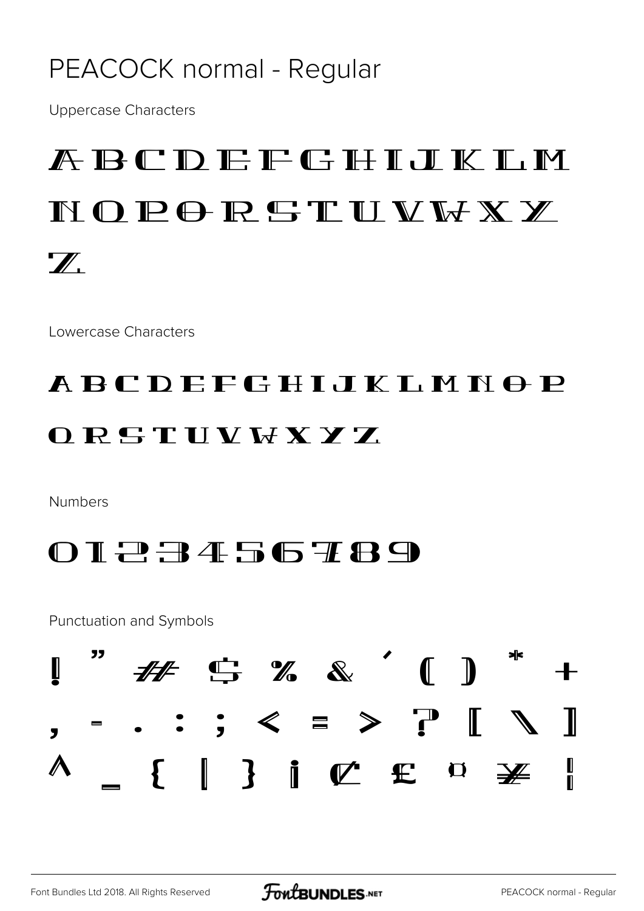# PEACOCK normal - Regular

Uppercase Characters

A B C D E F G H I J K L M N O P Q R S T U V W X Y Z

Lowercase Characters

a b c d e f g h i j k l m n o p q r s t u v w x y z

Numbers

0 1 2 3 4 5 6 7 8 9

Punctuation and Symbols

! " # $ % & ' ( ) * + , - . : ; < = > ? [ \ ] ^ _ { | } ¡ ¢ £ ¤ ¥ ¦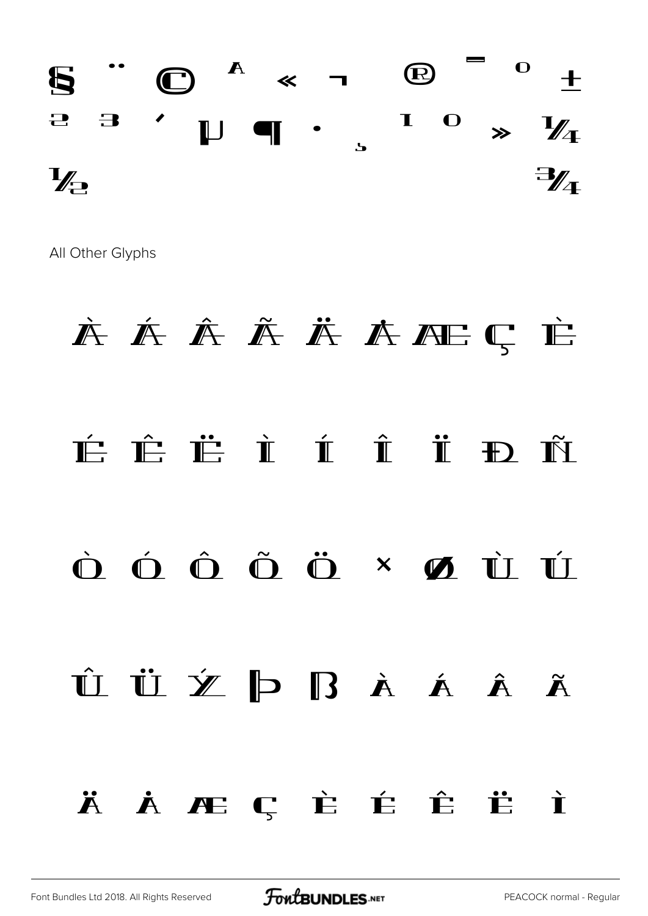§ ¨ © ª « ¬ ® ¯ ° ±

² ³ ´ µ ¶ · ¸ ¹ º » ¼

½ ¾

All Other Glyphs

À Á Â Ã Ä Å Æ Ç È

É Ê Ë Ì Í Î Ï Ð Ñ

Ò Ó Ô Õ Ö × Ø Ù Ú

Û Ü Ý Þ ß à á â ã

ä å æ ç è é ê ë ì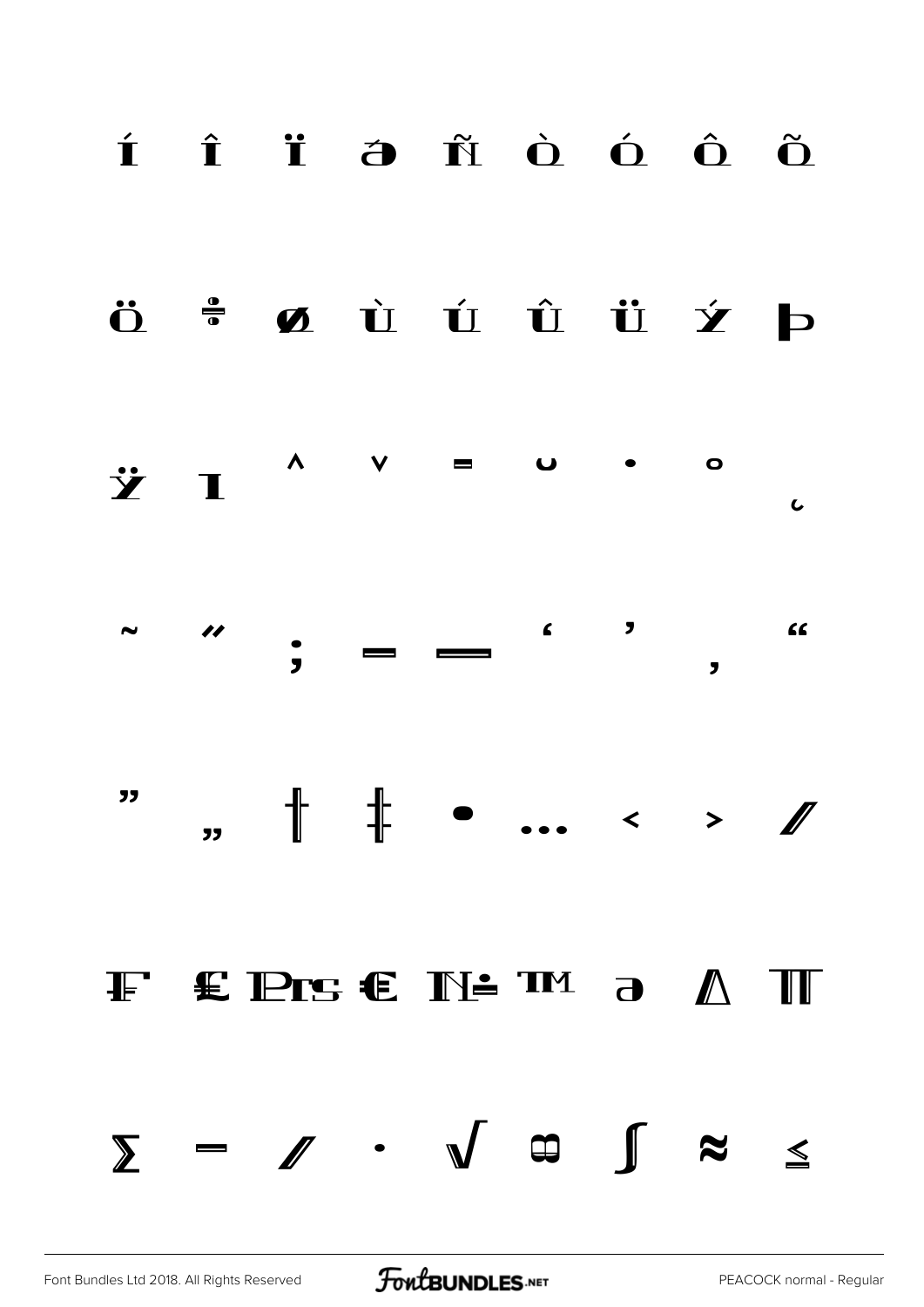Í Î Ï Ð Ñ Ò Ó Ô Õ

Ö ÷ ø Ù Ú Û Ü Ý Þ

Ÿ ı ˆ ˇ ¯ ˘ ˙ ˚ ˛

˜ ˝ ; – — ‘ ’ ‚ “

” „ † ‡ • … ‹ › ⁄

₣ ₤ ₧ € № ™ ∂ ∆ ∏

∑ − ∕ ∙ √ ∞ ∫ ≈ ≤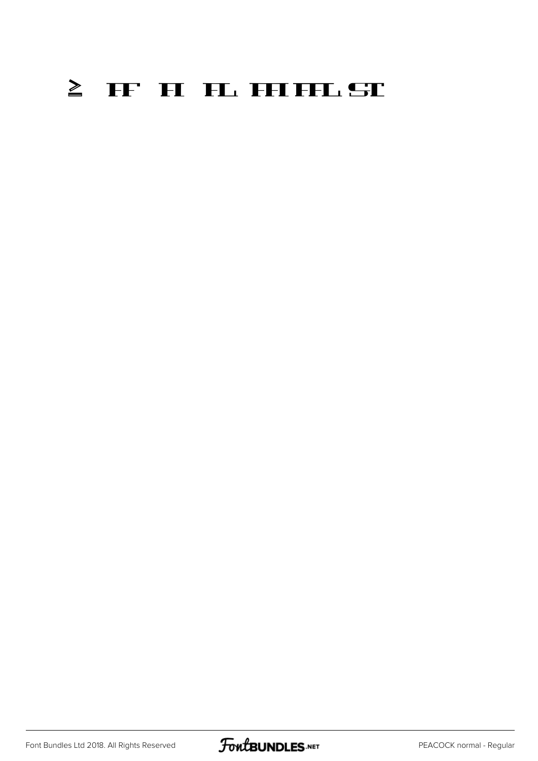≥ FF FI FL FFI FFL ST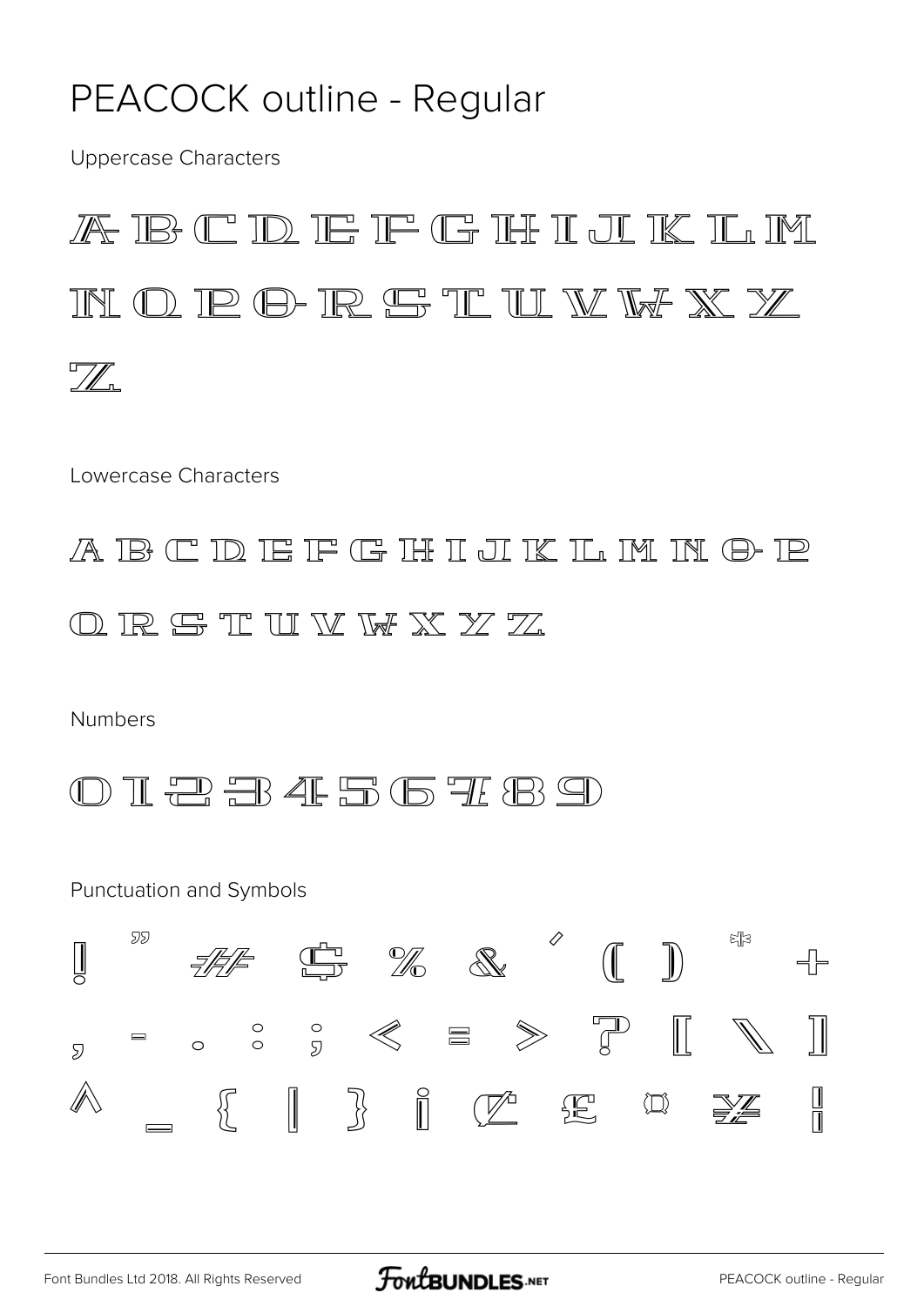# PEACOCK outline - Regular

Uppercase Characters

A B C D E F G H I J K L M

N O P Q R S T U V W X Y

Z

Lowercase Characters

a b c d e f g h i j k l m n o p

q r s t u v w x y z

Numbers

0 1 2 3 4 5 6 7 8 9

Punctuation and Symbols

! " # $ % & ' ( ) * +

, - . : ; < = > ? [ \ ]

^ _ { | } ¡ ¢ £ ¤ ¥ ¦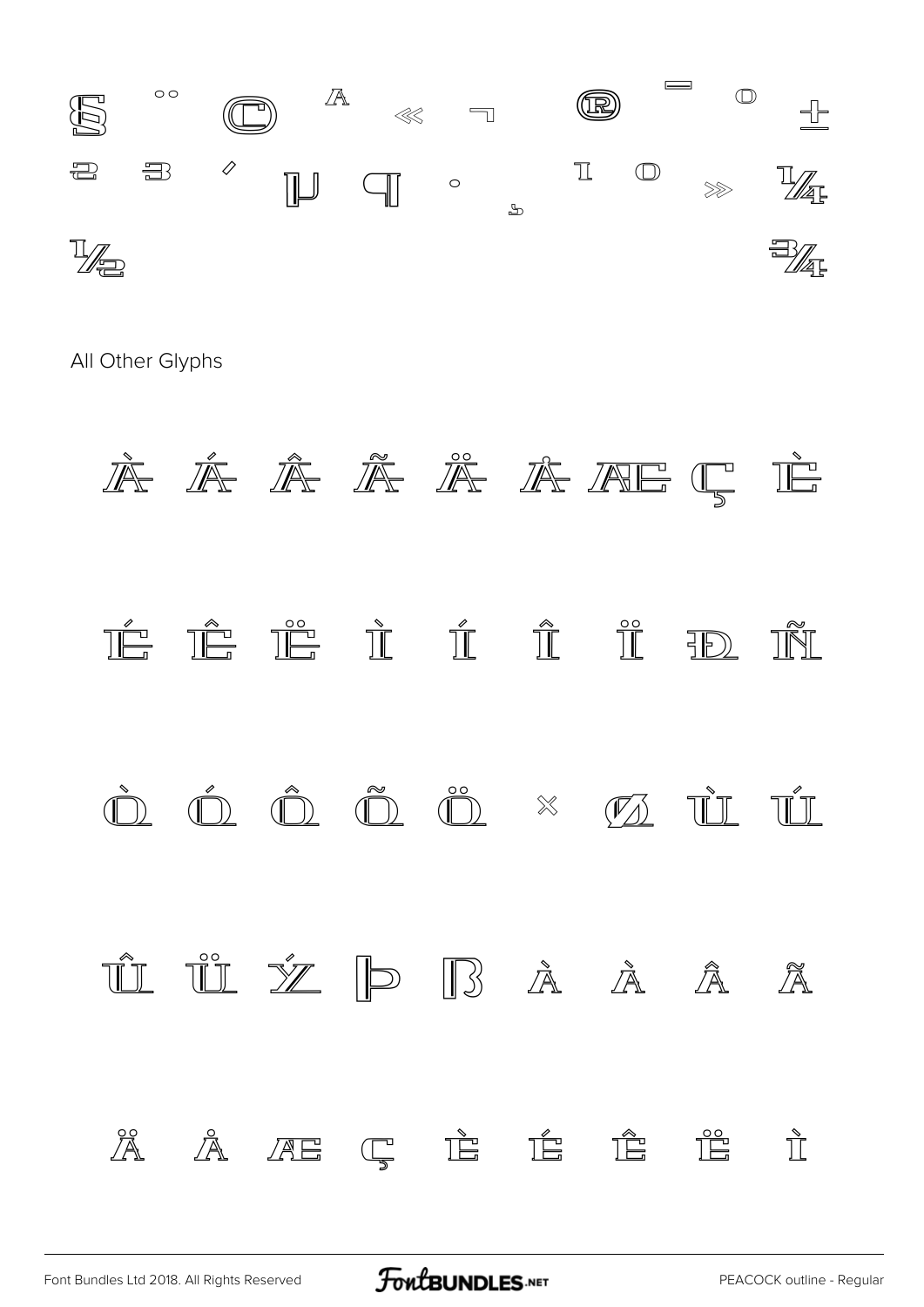§ ¨ © ª « ¬ ® ¯ º ±

² ³ ´ µ ¶ · ¸ ¹ º » ¼

½ ¾

All Other Glyphs

À Á Â Ã Ä Å Æ Ç È

É Ê Ë Ì Í Î Ï Ð Ñ

Ò Ó Ô Õ Ö × Ø Ù Ú

Û Ü Ý Þ ß à á â ã

ä å æ ç è é ê ë ì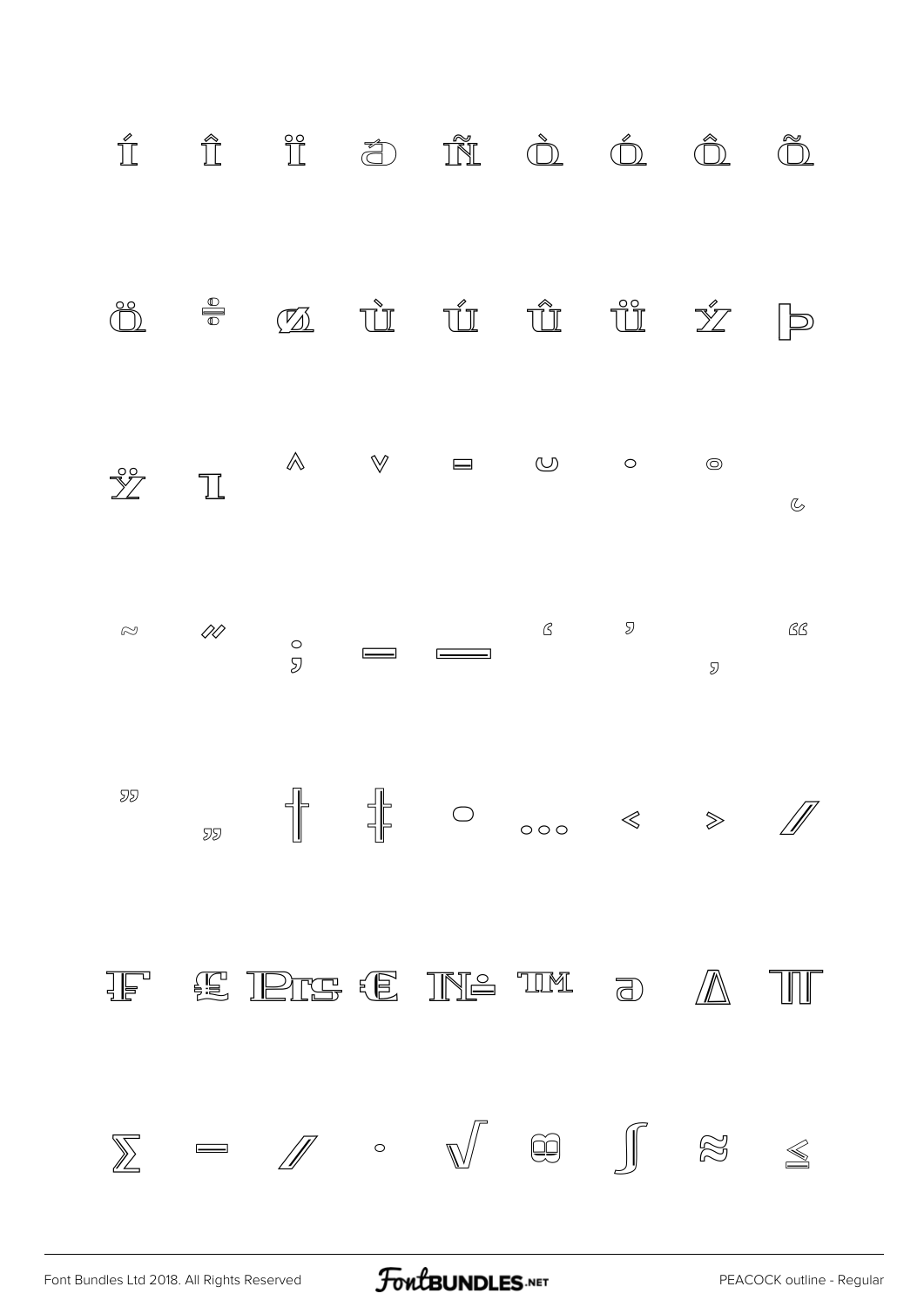Í Î Ï ð Ñ Ò Ó Ô Õ

Ö ÷ Ø Ù Ú Û Ü Ý Þ

Ÿ ı ˆ ˇ ¯ ˘ ˙ ˚ ¸

˜ ˝ ; – — ‘ ’ ‚ “

” „ † ‡ • … ‹ › ⁄

₣ ₤ ₧ € № ™ ∂ ∆ ∏

∑ − ∕ ∙ √ ∞ ∫ ≈ ≤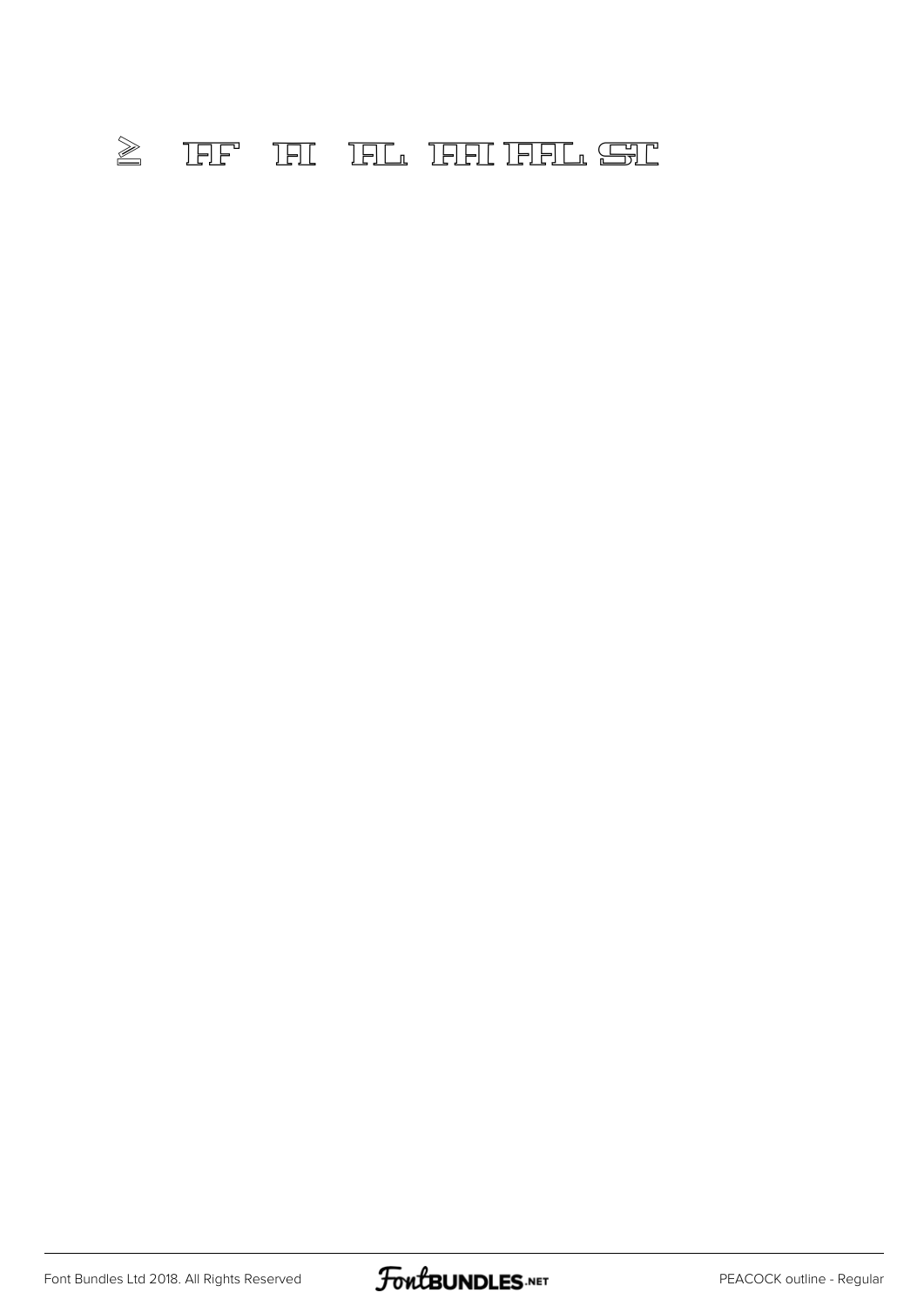≥ ffi fi fl ffi ffl st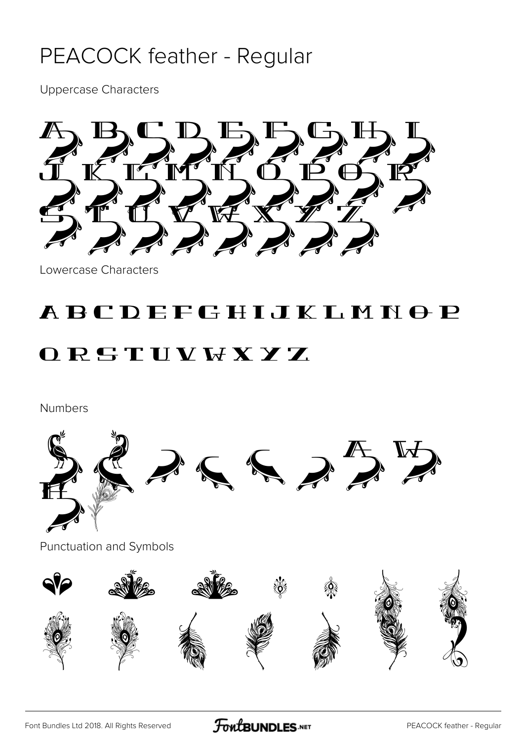# PEACOCK feather - Regular

Uppercase Characters

A B C D E F G H I J K L M N O P Q R S T U V W X Y Z

Lowercase Characters

A B C D E F G H I J K L M N O P

Q R S T U V W X Y Z

Numbers

Punctuation and Symbols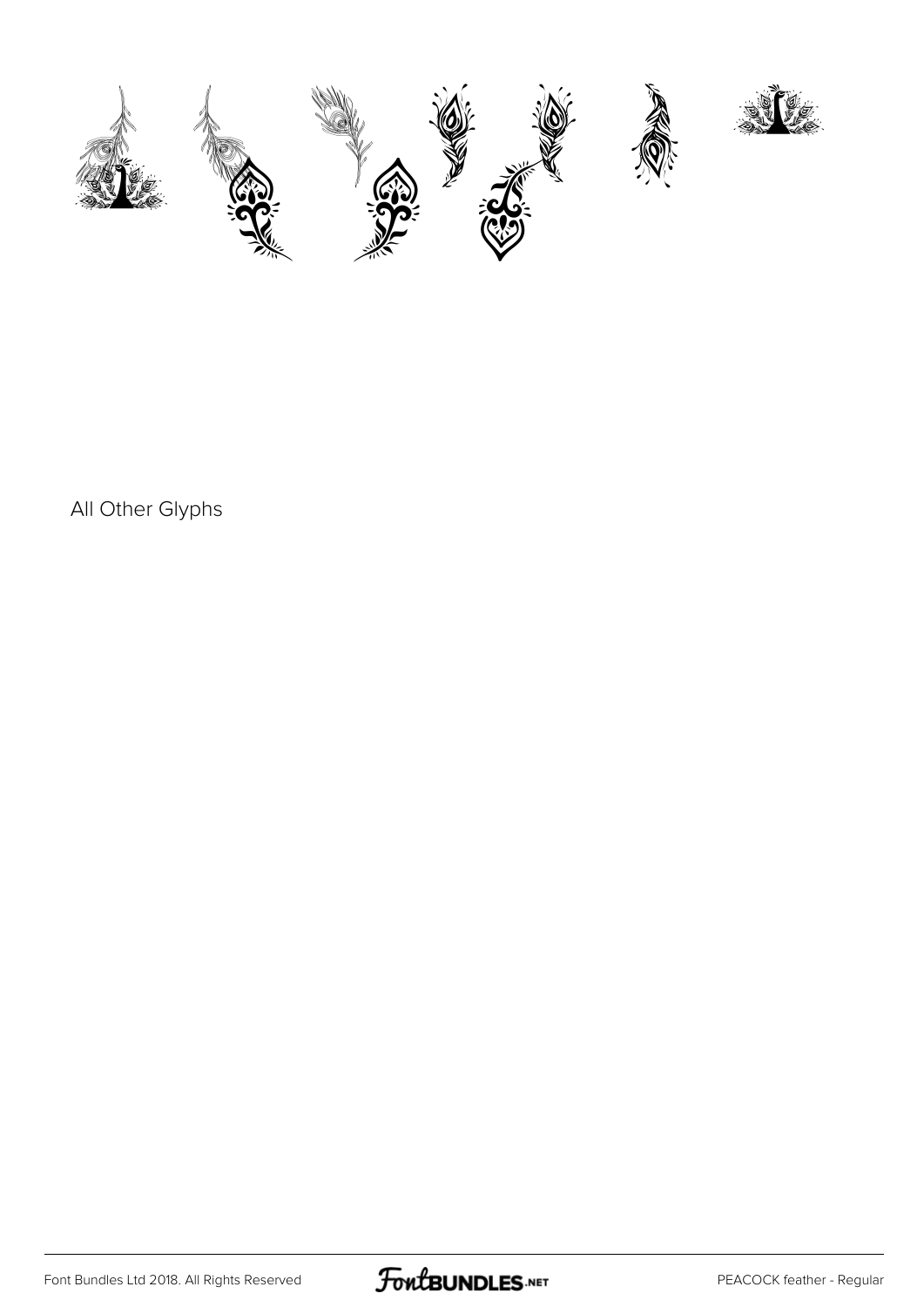All Other Glyphs